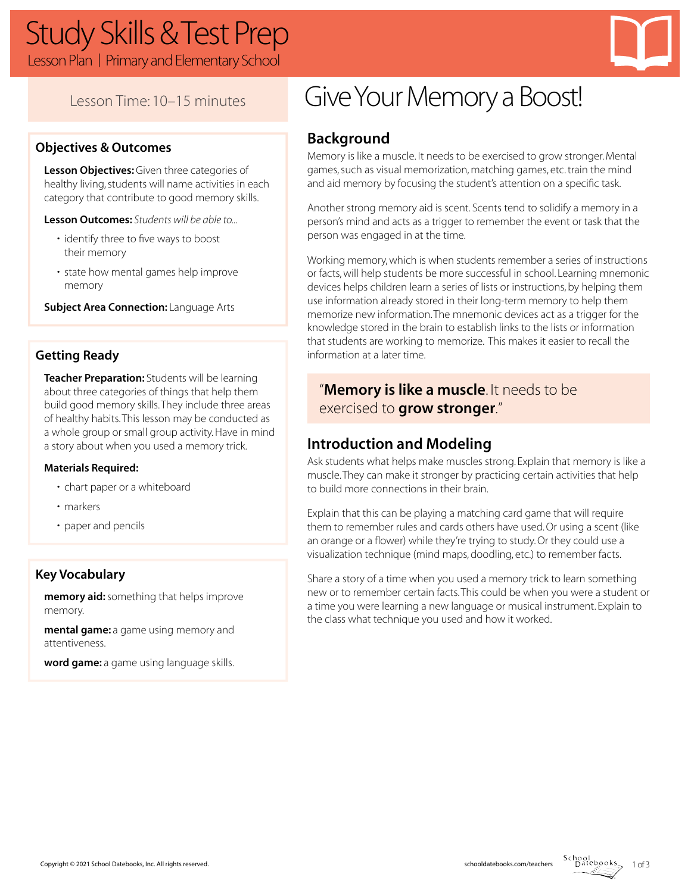# Study Skills & Test Prep

Lesson Plan | Primary and Elementary School

Lesson Time: 10–15 minutes

## Objectives & Outcomes

**Lesson Objectives:** Given three categories of healthy living, students will name activities in each category that contribute to good memory skills.

**Lesson Outcomes:** *Students will be able to...*

- identify three to five ways to boost their memory
- state how mental games help improve memory

**Subject Area Connection:** Language Arts

## Getting Ready

**Teacher Preparation:** Students will be learning about three categories of things that help them build good memory skills. They include three areas of healthy habits. This lesson may be conducted as a whole group or small group activity. Have in mind a story about when you used a memory trick.

**Materials Required:**

- chart paper or a whiteboard
- markers
- paper and pencils

## Key Vocabulary

**memory aid:** something that helps improve memory.

**mental game:** a game using memory and attentiveness.

**word game:** a game using language skills.

# Give Your Memory a Boost!

## Background

Memory is like a muscle. It needs to be exercised to grow stronger. Mental games, such as visual memorization, matching games, etc. train the mind and aid memory by focusing the student's attention on a specific task.

Another strong memory aid is scent. Scents tend to solidify a memory in a person's mind and acts as a trigger to remember the event or task that the person was engaged in at the time.

Working memory, which is when students remember a series of instructions or facts, will help students be more successful in school. Learning mnemonic devices helps children learn a series of lists or instructions, by helping them use information already stored in their long-term memory to help them memorize new information. The mnemonic devices act as a trigger for the knowledge stored in the brain to establish links to the lists or information that students are working to memorize. This makes it easier to recall the information at a later time.

> "**Memory is like a muscle**. It needs to be exercised to **grow stronger**."

## Introduction and Modeling

Ask students what helps make muscles strong. Explain that memory is like a muscle. They can make it stronger by practicing certain activities that help to build more connections in their brain.

Explain that this can be playing a matching card game that will require them to remember rules and cards others have used. Or using a scent (like an orange or a flower) while they're trying to study. Or they could use a visualization technique (mind maps, doodling, etc.) to remember facts.

Share a story of a time when you used a memory trick to learn something new or to remember certain facts. This could be when you were a student or a time you were learning a new language or musical instrument. Explain to the class what technique you used and how it worked.

Copyright © 2021 School Datebooks, Inc. All rights reserved.

schooldatebooks.com/teachers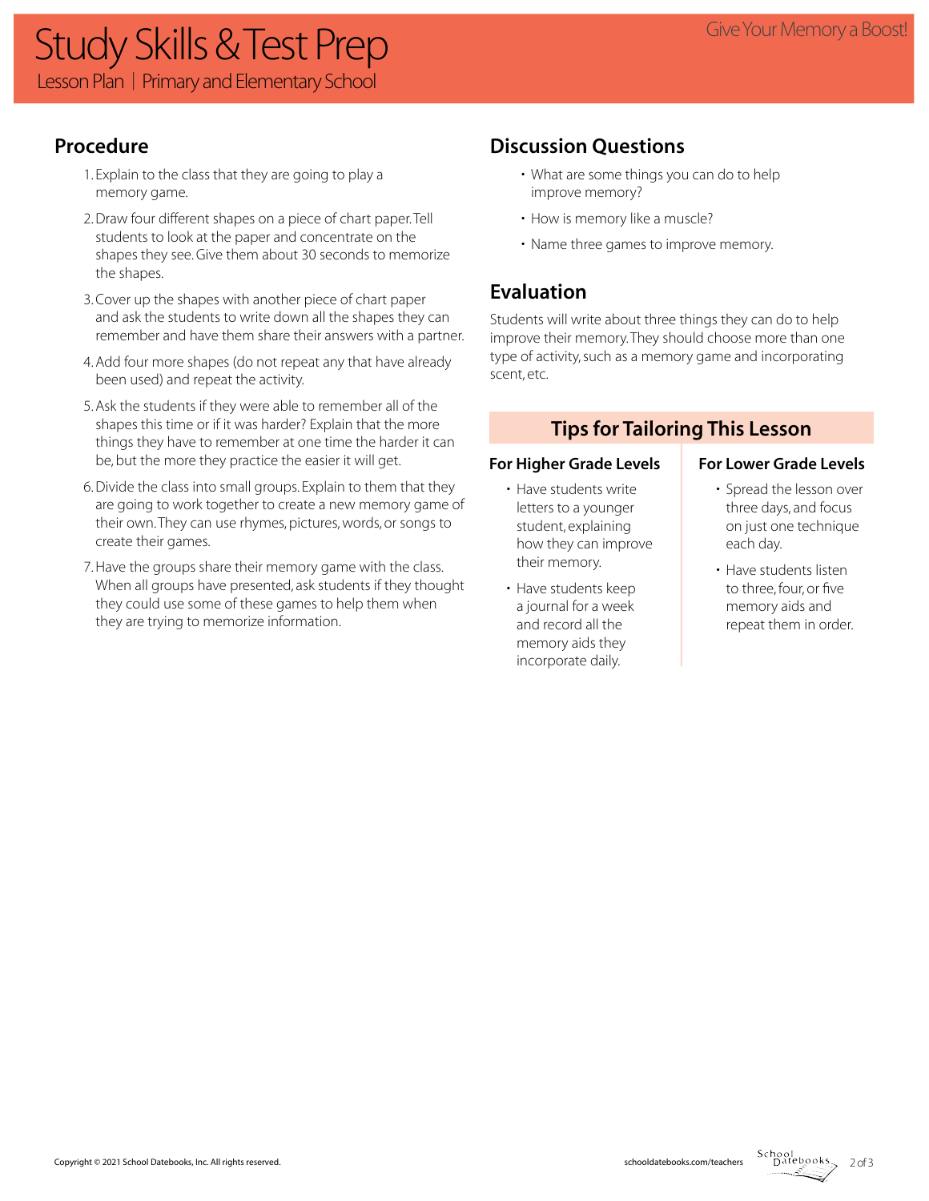## Procedure

1. Explain to the class that they are going to play a memory game.
2. Draw four different shapes on a piece of chart paper. Tell students to look at the paper and concentrate on the shapes they see. Give them about 30 seconds to memorize the shapes.
3. Cover up the shapes with another piece of chart paper and ask the students to write down all the shapes they can remember and have them share their answers with a partner.
4. Add four more shapes (do not repeat any that have already been used) and repeat the activity.
5. Ask the students if they were able to remember all of the shapes this time or if it was harder? Explain that the more things they have to remember at one time the harder it can be, but the more they practice the easier it will get.
6. Divide the class into small groups. Explain to them that they are going to work together to create a new memory game of their own. They can use rhymes, pictures, words, or songs to create their games.
7. Have the groups share their memory game with the class. When all groups have presented, ask students if they thought they could use some of these games to help them when they are trying to memorize information.

## Discussion Questions

- What are some things you can do to help improve memory?
- How is memory like a muscle?
- Name three games to improve memory.

## Evaluation

Students will write about three things they can do to help improve their memory. They should choose more than one type of activity, such as a memory game and incorporating scent, etc.

## Tips for Tailoring This Lesson

### For Higher Grade Levels

- Have students write letters to a younger student, explaining how they can improve their memory.
- Have students keep a journal for a week and record all the memory aids they incorporate daily.

### For Lower Grade Levels

- Spread the lesson over three days, and focus on just one technique each day.
- Have students listen to three, four, or five memory aids and repeat them in order.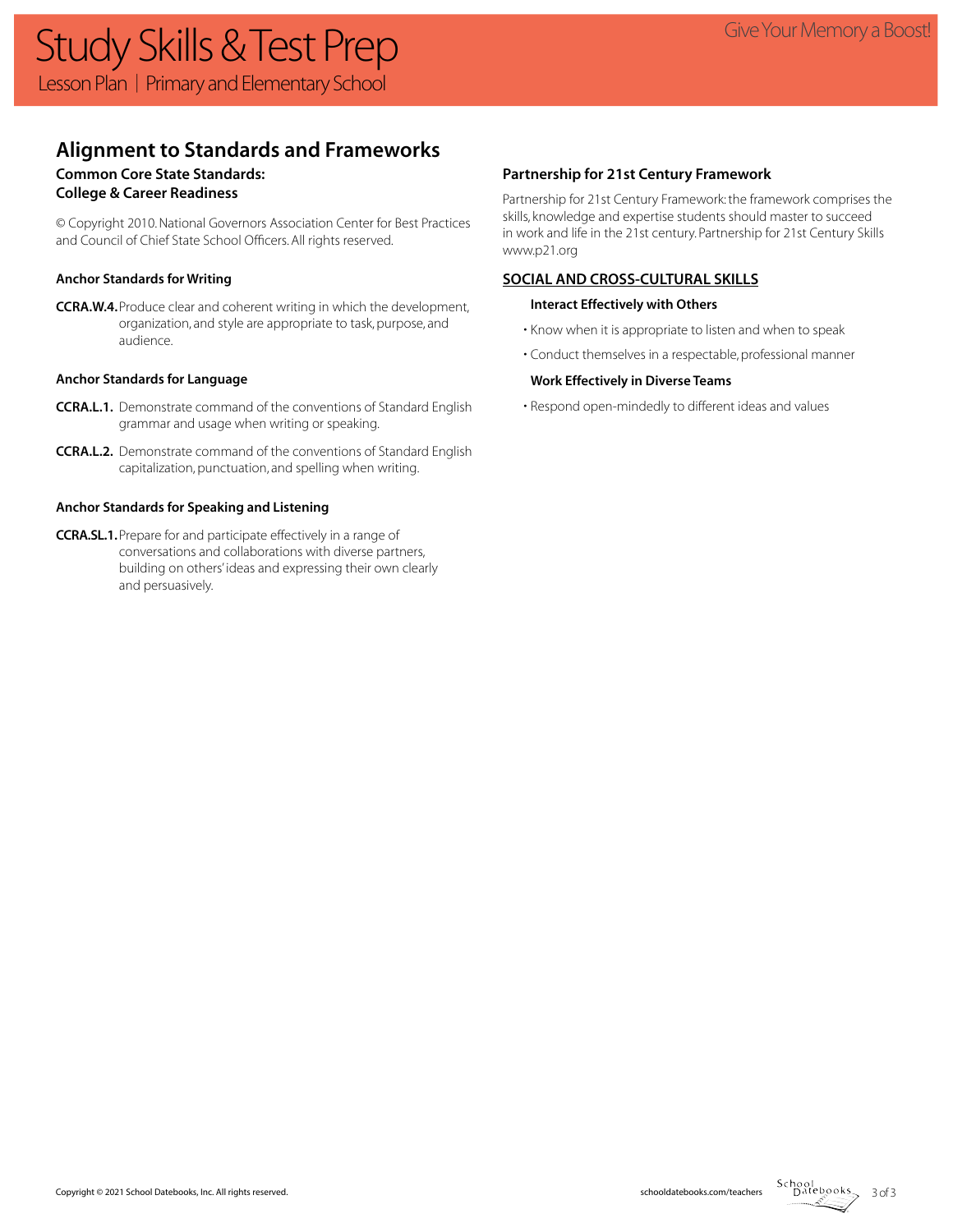## Alignment to Standards and Frameworks

### Common Core State Standards: College & Career Readiness

© Copyright 2010. National Governors Association Center for Best Practices and Council of Chief State School Officers. All rights reserved.

#### Anchor Standards for Writing

**CCRA.W.4.** Produce clear and coherent writing in which the development, organization, and style are appropriate to task, purpose, and audience.

#### Anchor Standards for Language

**CCRA.L.1.** Demonstrate command of the conventions of Standard English grammar and usage when writing or speaking.

**CCRA.L.2.** Demonstrate command of the conventions of Standard English capitalization, punctuation, and spelling when writing.

#### Anchor Standards for Speaking and Listening

**CCRA.SL.1.** Prepare for and participate effectively in a range of conversations and collaborations with diverse partners, building on others' ideas and expressing their own clearly and persuasively.

### Partnership for 21st Century Framework

Partnership for 21st Century Framework: the framework comprises the skills, knowledge and expertise students should master to succeed in work and life in the 21st century. Partnership for 21st Century Skills www.p21.org

#### SOCIAL AND CROSS-CULTURAL SKILLS

**Interact Effectively with Others**

- Know when it is appropriate to listen and when to speak
- Conduct themselves in a respectable, professional manner

**Work Effectively in Diverse Teams**

- Respond open-mindedly to different ideas and values

Copyright © 2021 School Datebooks, Inc. All rights reserved.